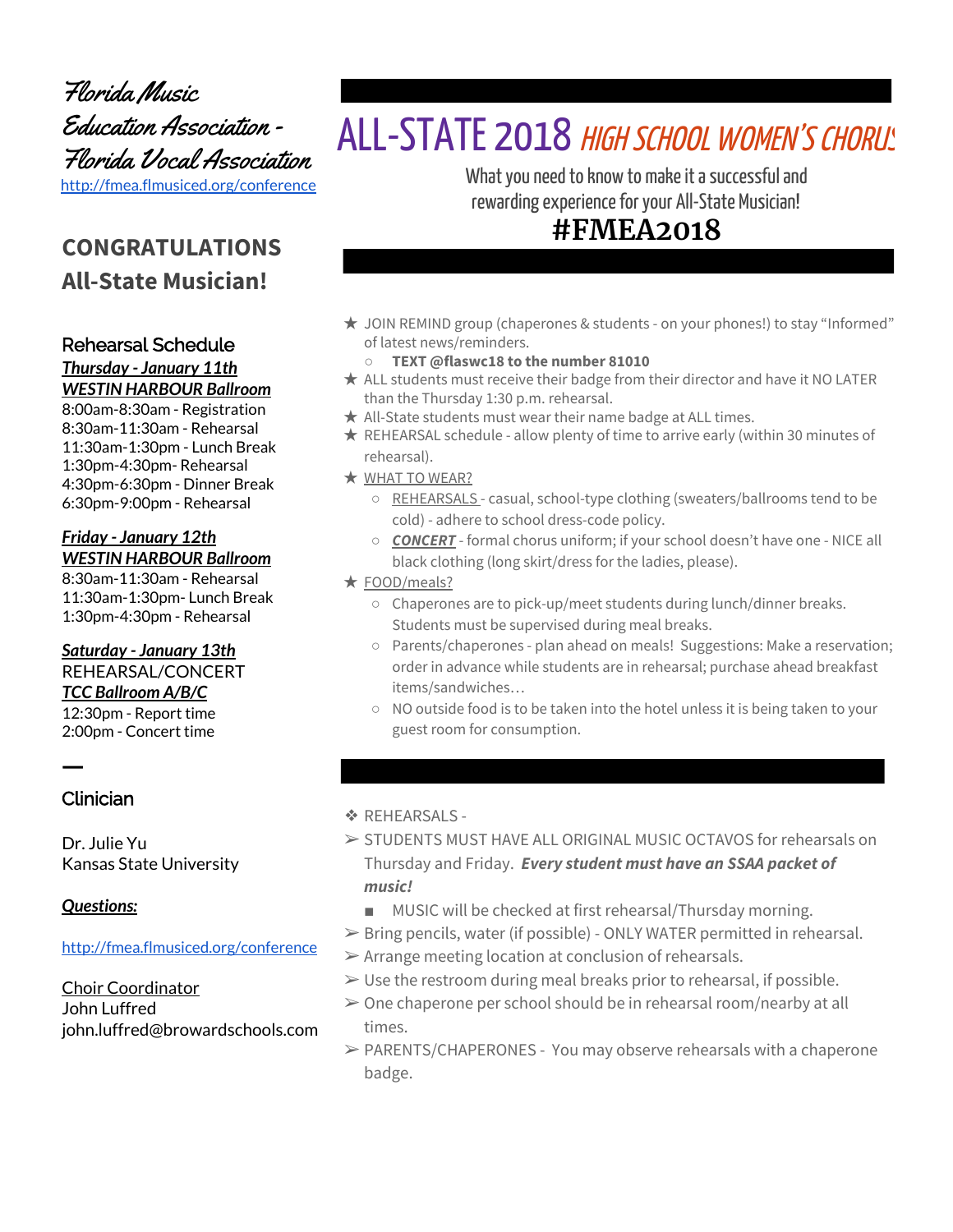# ALL-STATE 2018 *HIGH SCHOOL WOMEN'S CHORUS*

What you need to know to make it a successful and rewarding experience for your All-State Musician!

**#FMEA2018**

Florida Music Education Association - Florida Vocal Association

http://fmea.flmusiced.org/conference

## CONGRATULATIONS All-State Musician!

### Rehearsal Schedule

***Thursday - January 11th***
***WESTIN HARBOUR Ballroom***

8:00am-8:30am - Registration
8:30am-11:30am - Rehearsal
11:30am-1:30pm - Lunch Break
1:30pm-4:30pm- Rehearsal
4:30pm-6:30pm - Dinner Break
6:30pm-9:00pm - Rehearsal

***Friday - January 12th***
***WESTIN HARBOUR Ballroom***

8:30am-11:30am - Rehearsal
11:30am-1:30pm- Lunch Break
1:30pm-4:30pm - Rehearsal

***Saturday - January 13th***
REHEARSAL/CONCERT
***TCC Ballroom A/B/C***

12:30pm - Report time
2:00pm - Concert time

### Clinician

Dr. Julie Yu
Kansas State University

***Questions:***

http://fmea.flmusiced.org/conference

Choir Coordinator
John Luffred
john.luffred@browardschools.com

---

- ★ JOIN REMIND group (chaperones & students - on your phones!) to stay "Informed" of latest news/reminders.
  - **TEXT @flaswc18 to the number 81010**
- ★ ALL students must receive their badge from their director and have it NO LATER than the Thursday 1:30 p.m. rehearsal.
- ★ All-State students must wear their name badge at ALL times.
- ★ REHEARSAL schedule - allow plenty of time to arrive early (within 30 minutes of rehearsal).
- ★ WHAT TO WEAR?
  - REHEARSALS - casual, school-type clothing (sweaters/ballrooms tend to be cold) - adhere to school dress-code policy.
  - ***CONCERT*** - formal chorus uniform; if your school doesn't have one - NICE all black clothing (long skirt/dress for the ladies, please).
- ★ FOOD/meals?
  - Chaperones are to pick-up/meet students during lunch/dinner breaks. Students must be supervised during meal breaks.
  - Parents/chaperones - plan ahead on meals! Suggestions: Make a reservation; order in advance while students are in rehearsal; purchase ahead breakfast items/sandwiches…
  - NO outside food is to be taken into the hotel unless it is being taken to your guest room for consumption.

---

- ❖ REHEARSALS -
- ➢ STUDENTS MUST HAVE ALL ORIGINAL MUSIC OCTAVOS for rehearsals on Thursday and Friday. ***Every student must have an SSAA packet of music!***
  - ■ MUSIC will be checked at first rehearsal/Thursday morning.
- ➢ Bring pencils, water (if possible) - ONLY WATER permitted in rehearsal.
- ➢ Arrange meeting location at conclusion of rehearsals.
- ➢ Use the restroom during meal breaks prior to rehearsal, if possible.
- ➢ One chaperone per school should be in rehearsal room/nearby at all times.
- ➢ PARENTS/CHAPERONES - You may observe rehearsals with a chaperone badge.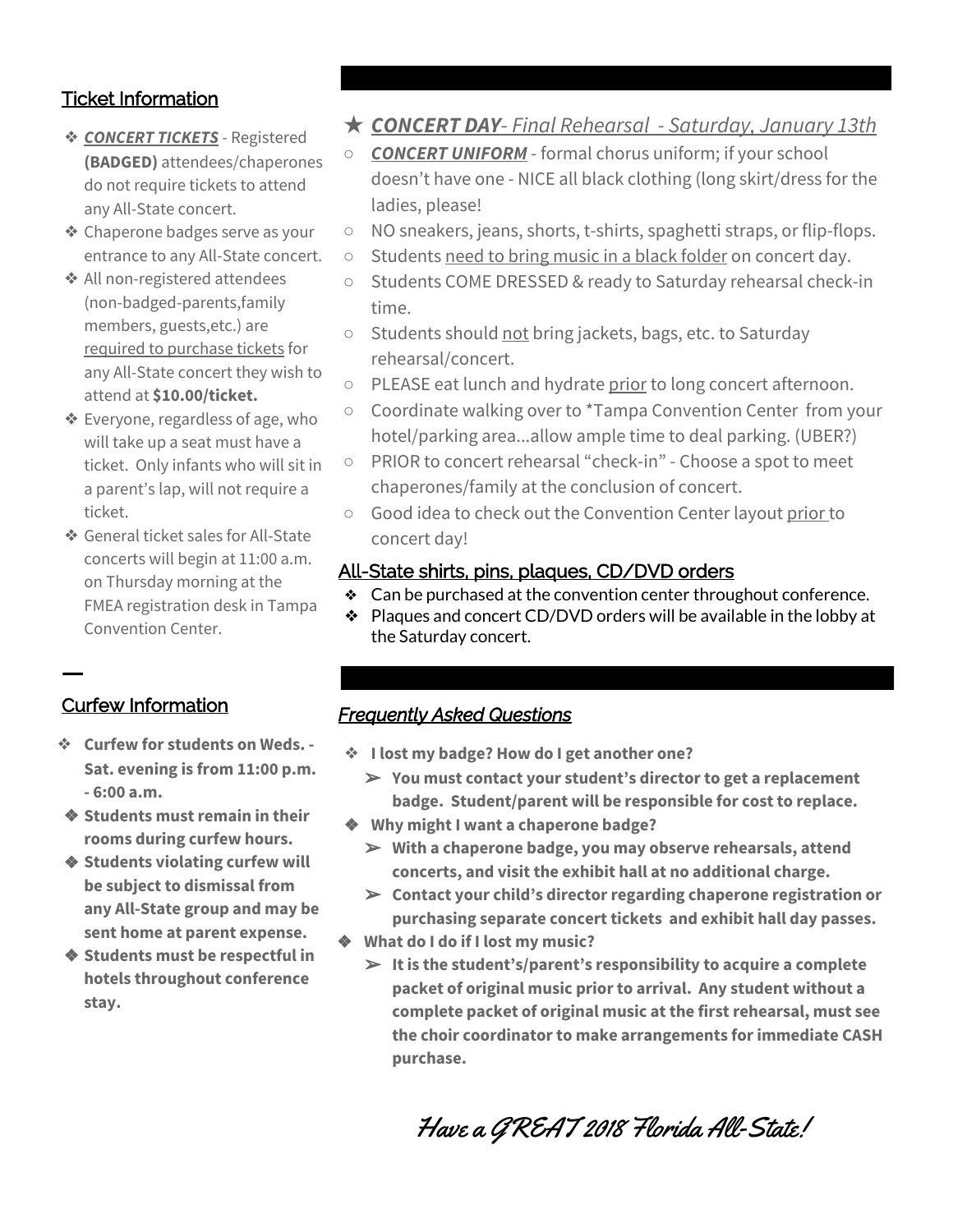## Ticket Information

- ***CONCERT TICKETS*** - Registered **(BADGED)** attendees/chaperones do not require tickets to attend any All-State concert.
- Chaperone badges serve as your entrance to any All-State concert.
- All non-registered attendees (non-badged-parents,family members, guests,etc.) are required to purchase tickets for any All-State concert they wish to attend at **$10.00/ticket.**
- Everyone, regardless of age, who will take up a seat must have a ticket. Only infants who will sit in a parent's lap, will not require a ticket.
- General ticket sales for All-State concerts will begin at 11:00 a.m. on Thursday morning at the FMEA registration desk in Tampa Convention Center.

## Curfew Information

- **Curfew for students on Weds. - Sat. evening is from 11:00 p.m. - 6:00 a.m.**
- **Students must remain in their rooms during curfew hours.**
- **Students violating curfew will be subject to dismissal from any All-State group and may be sent home at parent expense.**
- **Students must be respectful in hotels throughout conference stay.**

## ★ ***CONCERT DAY**- Final Rehearsal - Saturday, January 13th*

- ***CONCERT UNIFORM*** - formal chorus uniform; if your school doesn't have one - NICE all black clothing (long skirt/dress for the ladies, please!
- NO sneakers, jeans, shorts, t-shirts, spaghetti straps, or flip-flops.
- Students need to bring music in a black folder on concert day.
- Students COME DRESSED & ready to Saturday rehearsal check-in time.
- Students should not bring jackets, bags, etc. to Saturday rehearsal/concert.
- PLEASE eat lunch and hydrate prior to long concert afternoon.
- Coordinate walking over to *Tampa Convention Center from your hotel/parking area...allow ample time to deal parking. (UBER?)
- PRIOR to concert rehearsal "check-in" - Choose a spot to meet chaperones/family at the conclusion of concert.
- Good idea to check out the Convention Center layout prior to concert day!

## All-State shirts, pins, plaques, CD/DVD orders

- Can be purchased at the convention center throughout conference.
- Plaques and concert CD/DVD orders will be available in the lobby at the Saturday concert.

## *Frequently Asked Questions*

- **I lost my badge? How do I get another one?**
  - **You must contact your student's director to get a replacement badge. Student/parent will be responsible for cost to replace.**
- **Why might I want a chaperone badge?**
  - **With a chaperone badge, you may observe rehearsals, attend concerts, and visit the exhibit hall at no additional charge.**
  - **Contact your child's director regarding chaperone registration or purchasing separate concert tickets and exhibit hall day passes.**
- **What do I do if I lost my music?**
  - **It is the student's/parent's responsibility to acquire a complete packet of original music prior to arrival. Any student without a complete packet of original music at the first rehearsal, must see the choir coordinator to make arrangements for immediate CASH purchase.**

*Have a GREAT 2018 Florida All-State!*